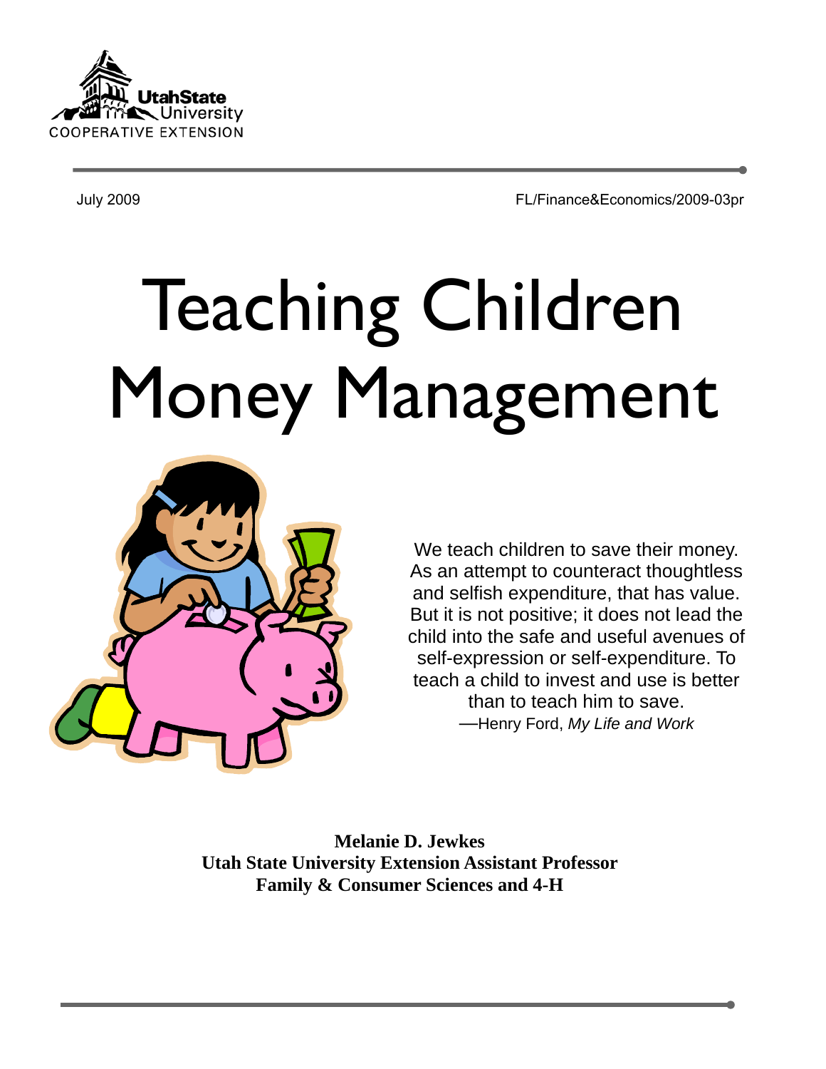Utah State University COOPERATIVE EXTENSION

July 2009 FL/Finance&Economics/2009-03pr

# Teaching Children Money Management

We teach children to save their money. As an attempt to counteract thoughtless and selfish expenditure, that has value. But it is not positive; it does not lead the child into the safe and useful avenues of self-expression or self-expenditure. To teach a child to invest and use is better than to teach him to save.
—Henry Ford, *My Life and Work*

**Melanie D. Jewkes**
**Utah State University Extension Assistant Professor**
**Family & Consumer Sciences and 4-H**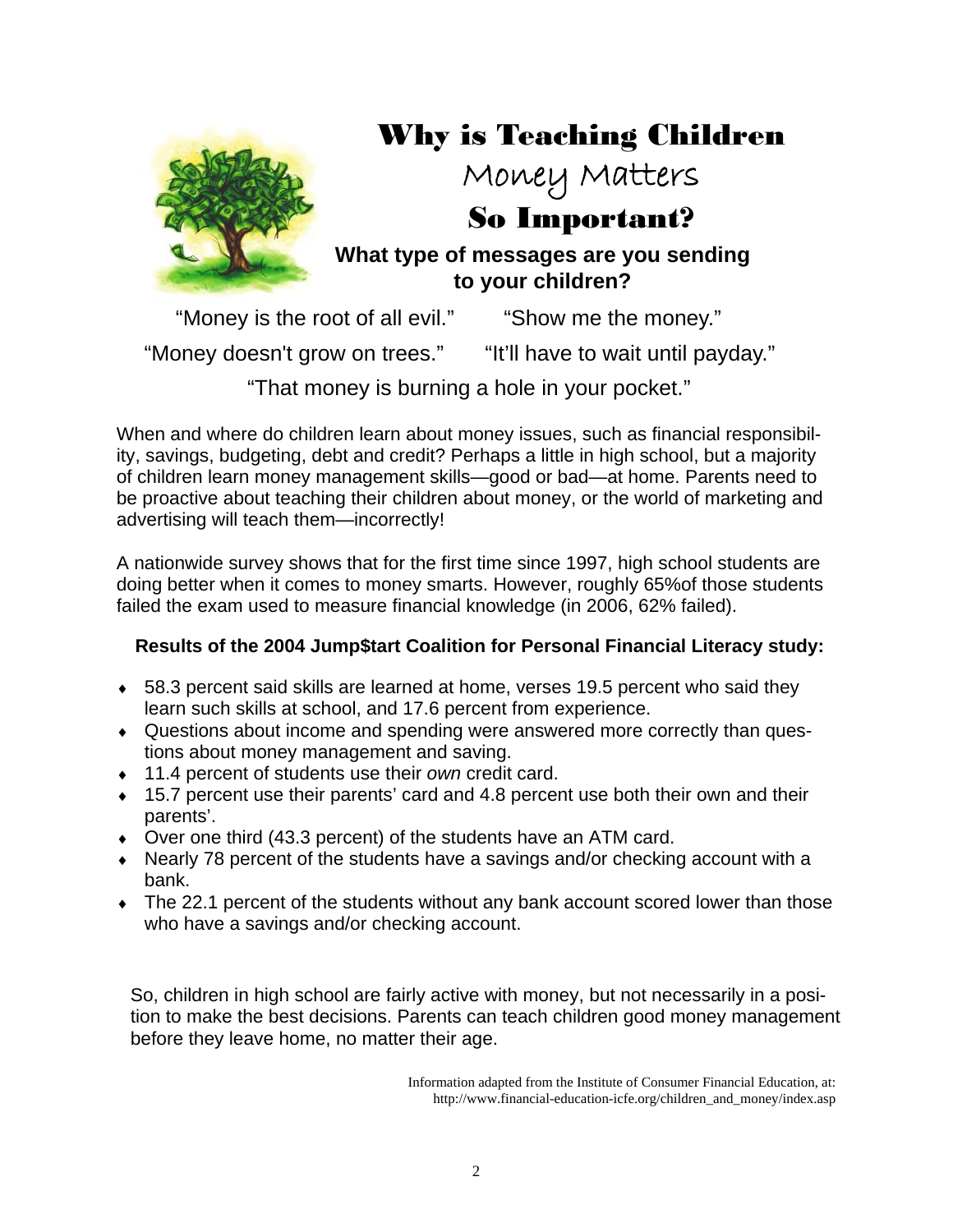# Why is Teaching Children Money Matters So Important?

**What type of messages are you sending to your children?**

"Money is the root of all evil." "Show me the money."

"Money doesn't grow on trees." "It'll have to wait until payday."

"That money is burning a hole in your pocket."

When and where do children learn about money issues, such as financial responsibility, savings, budgeting, debt and credit? Perhaps a little in high school, but a majority of children learn money management skills—good or bad—at home. Parents need to be proactive about teaching their children about money, or the world of marketing and advertising will teach them—incorrectly!

A nationwide survey shows that for the first time since 1997, high school students are doing better when it comes to money smarts. However, roughly 65%of those students failed the exam used to measure financial knowledge (in 2006, 62% failed).

**Results of the 2004 Jump$tart Coalition for Personal Financial Literacy study:**

- 58.3 percent said skills are learned at home, verses 19.5 percent who said they learn such skills at school, and 17.6 percent from experience.
- Questions about income and spending were answered more correctly than questions about money management and saving.
- 11.4 percent of students use their *own* credit card.
- 15.7 percent use their parents' card and 4.8 percent use both their own and their parents'.
- Over one third (43.3 percent) of the students have an ATM card.
- Nearly 78 percent of the students have a savings and/or checking account with a bank.
- The 22.1 percent of the students without any bank account scored lower than those who have a savings and/or checking account.

So, children in high school are fairly active with money, but not necessarily in a position to make the best decisions. Parents can teach children good money management before they leave home, no matter their age.

Information adapted from the Institute of Consumer Financial Education, at: http://www.financial-education-icfe.org/children_and_money/index.asp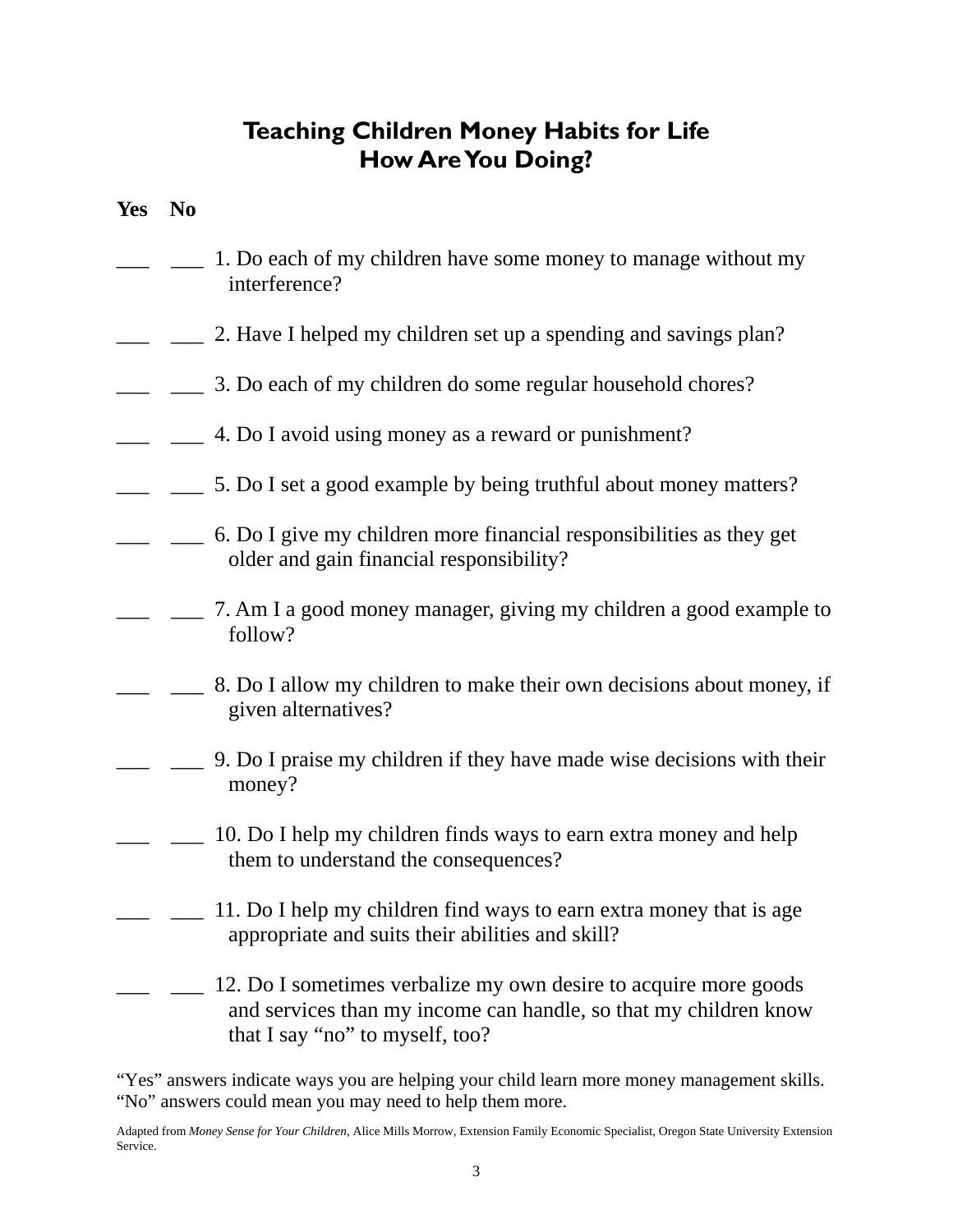# Teaching Children Money Habits for Life
## How Are You Doing?

**Yes No**

___ ___ 1. Do each of my children have some money to manage without my interference?

___ ___ 2. Have I helped my children set up a spending and savings plan?

___ ___ 3. Do each of my children do some regular household chores?

___ ___ 4. Do I avoid using money as a reward or punishment?

___ ___ 5. Do I set a good example by being truthful about money matters?

___ ___ 6. Do I give my children more financial responsibilities as they get older and gain financial responsibility?

___ ___ 7. Am I a good money manager, giving my children a good example to follow?

___ ___ 8. Do I allow my children to make their own decisions about money, if given alternatives?

___ ___ 9. Do I praise my children if they have made wise decisions with their money?

___ ___ 10. Do I help my children finds ways to earn extra money and help them to understand the consequences?

___ ___ 11. Do I help my children find ways to earn extra money that is age appropriate and suits their abilities and skill?

___ ___ 12. Do I sometimes verbalize my own desire to acquire more goods and services than my income can handle, so that my children know that I say "no" to myself, too?

"Yes" answers indicate ways you are helping your child learn more money management skills. "No" answers could mean you may need to help them more.

Adapted from *Money Sense for Your Children*, Alice Mills Morrow, Extension Family Economic Specialist, Oregon State University Extension Service.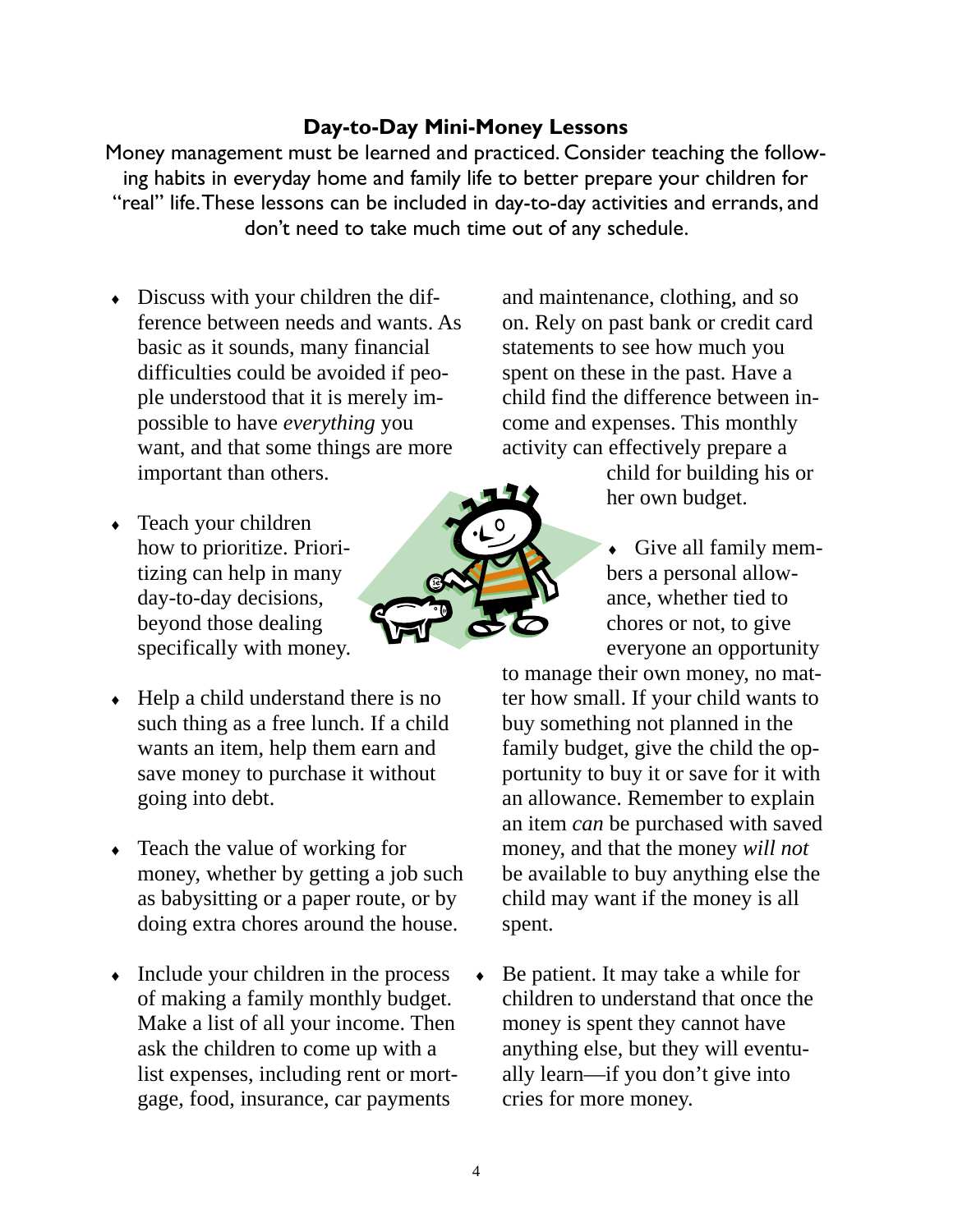## Day-to-Day Mini-Money Lessons

Money management must be learned and practiced. Consider teaching the following habits in everyday home and family life to better prepare your children for "real" life. These lessons can be included in day-to-day activities and errands, and don't need to take much time out of any schedule.

- Discuss with your children the difference between needs and wants. As basic as it sounds, many financial difficulties could be avoided if people understood that it is merely impossible to have *everything* you want, and that some things are more important than others.
- Teach your children how to prioritize. Prioritizing can help in many day-to-day decisions, beyond those dealing specifically with money.
- Help a child understand there is no such thing as a free lunch. If a child wants an item, help them earn and save money to purchase it without going into debt.
- Teach the value of working for money, whether by getting a job such as babysitting or a paper route, or by doing extra chores around the house.
- Include your children in the process of making a family monthly budget. Make a list of all your income. Then ask the children to come up with a list expenses, including rent or mortgage, food, insurance, car payments and maintenance, clothing, and so on. Rely on past bank or credit card statements to see how much you spent on these in the past. Have a child find the difference between income and expenses. This monthly activity can effectively prepare a child for building his or her own budget.
- Give all family members a personal allowance, whether tied to chores or not, to give everyone an opportunity to manage their own money, no matter how small. If your child wants to buy something not planned in the family budget, give the child the opportunity to buy it or save for it with an allowance. Remember to explain an item *can* be purchased with saved money, and that the money *will not* be available to buy anything else the child may want if the money is all spent.
- Be patient. It may take a while for children to understand that once the money is spent they cannot have anything else, but they will eventually learn—if you don't give into cries for more money.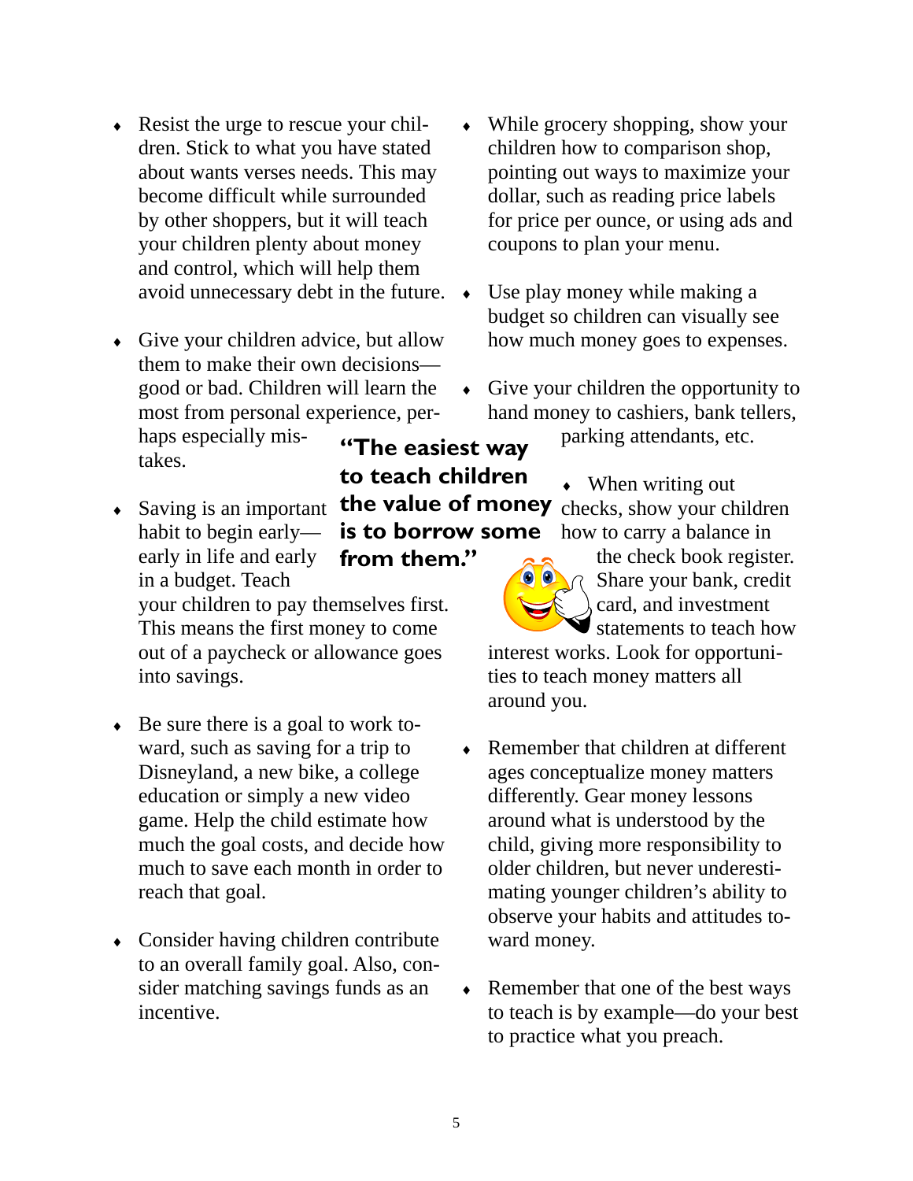- Resist the urge to rescue your children. Stick to what you have stated about wants verses needs. This may become difficult while surrounded by other shoppers, but it will teach your children plenty about money and control, which will help them avoid unnecessary debt in the future.

- Give your children advice, but allow them to make their own decisions—good or bad. Children will learn the most from personal experience, perhaps especially mistakes.

- Saving is an important habit to begin early—early in life and early in a budget. Teach your children to pay themselves first. This means the first money to come out of a paycheck or allowance goes into savings.

- Be sure there is a goal to work toward, such as saving for a trip to Disneyland, a new bike, a college education or simply a new video game. Help the child estimate how much the goal costs, and decide how much to save each month in order to reach that goal.

- Consider having children contribute to an overall family goal. Also, consider matching savings funds as an incentive.

**"The easiest way to teach children the value of money is to borrow some from them."**

- While grocery shopping, show your children how to comparison shop, pointing out ways to maximize your dollar, such as reading price labels for price per ounce, or using ads and coupons to plan your menu.

- Use play money while making a budget so children can visually see how much money goes to expenses.

- Give your children the opportunity to hand money to cashiers, bank tellers, parking attendants, etc.

- When writing out checks, show your children how to carry a balance in the check book register. Share your bank, credit card, and investment statements to teach how interest works. Look for opportunities to teach money matters all around you.

- Remember that children at different ages conceptualize money matters differently. Gear money lessons around what is understood by the child, giving more responsibility to older children, but never underestimating younger children's ability to observe your habits and attitudes toward money.

- Remember that one of the best ways to teach is by example—do your best to practice what you preach.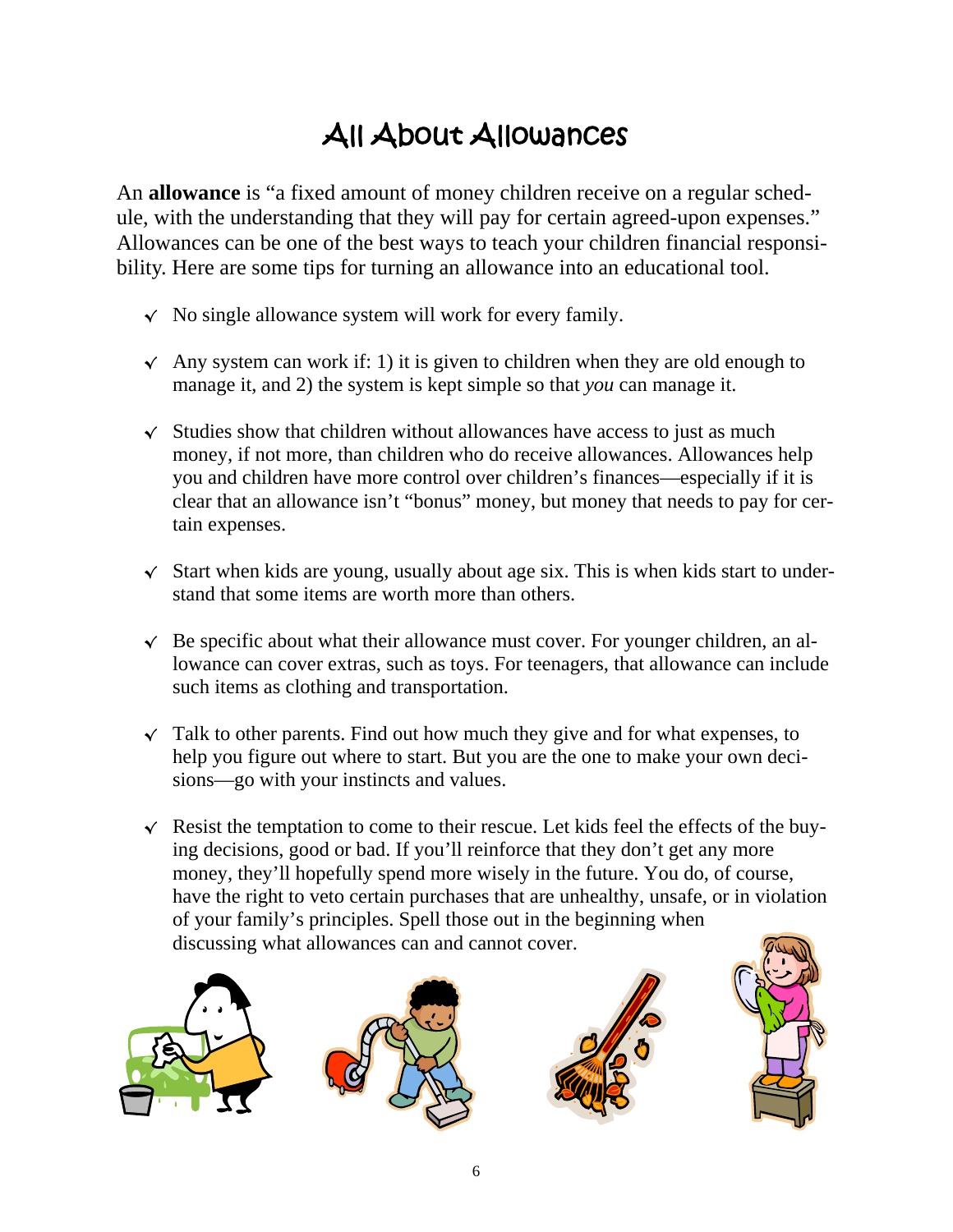# All About Allowances

An **allowance** is "a fixed amount of money children receive on a regular schedule, with the understanding that they will pay for certain agreed-upon expenses." Allowances can be one of the best ways to teach your children financial responsibility. Here are some tips for turning an allowance into an educational tool.

- ✓ No single allowance system will work for every family.
- ✓ Any system can work if: 1) it is given to children when they are old enough to manage it, and 2) the system is kept simple so that *you* can manage it.
- ✓ Studies show that children without allowances have access to just as much money, if not more, than children who do receive allowances. Allowances help you and children have more control over children's finances—especially if it is clear that an allowance isn't "bonus" money, but money that needs to pay for certain expenses.
- ✓ Start when kids are young, usually about age six. This is when kids start to understand that some items are worth more than others.
- ✓ Be specific about what their allowance must cover. For younger children, an allowance can cover extras, such as toys. For teenagers, that allowance can include such items as clothing and transportation.
- ✓ Talk to other parents. Find out how much they give and for what expenses, to help you figure out where to start. But you are the one to make your own decisions—go with your instincts and values.
- ✓ Resist the temptation to come to their rescue. Let kids feel the effects of the buying decisions, good or bad. If you'll reinforce that they don't get any more money, they'll hopefully spend more wisely in the future. You do, of course, have the right to veto certain purchases that are unhealthy, unsafe, or in violation of your family's principles. Spell those out in the beginning when discussing what allowances can and cannot cover.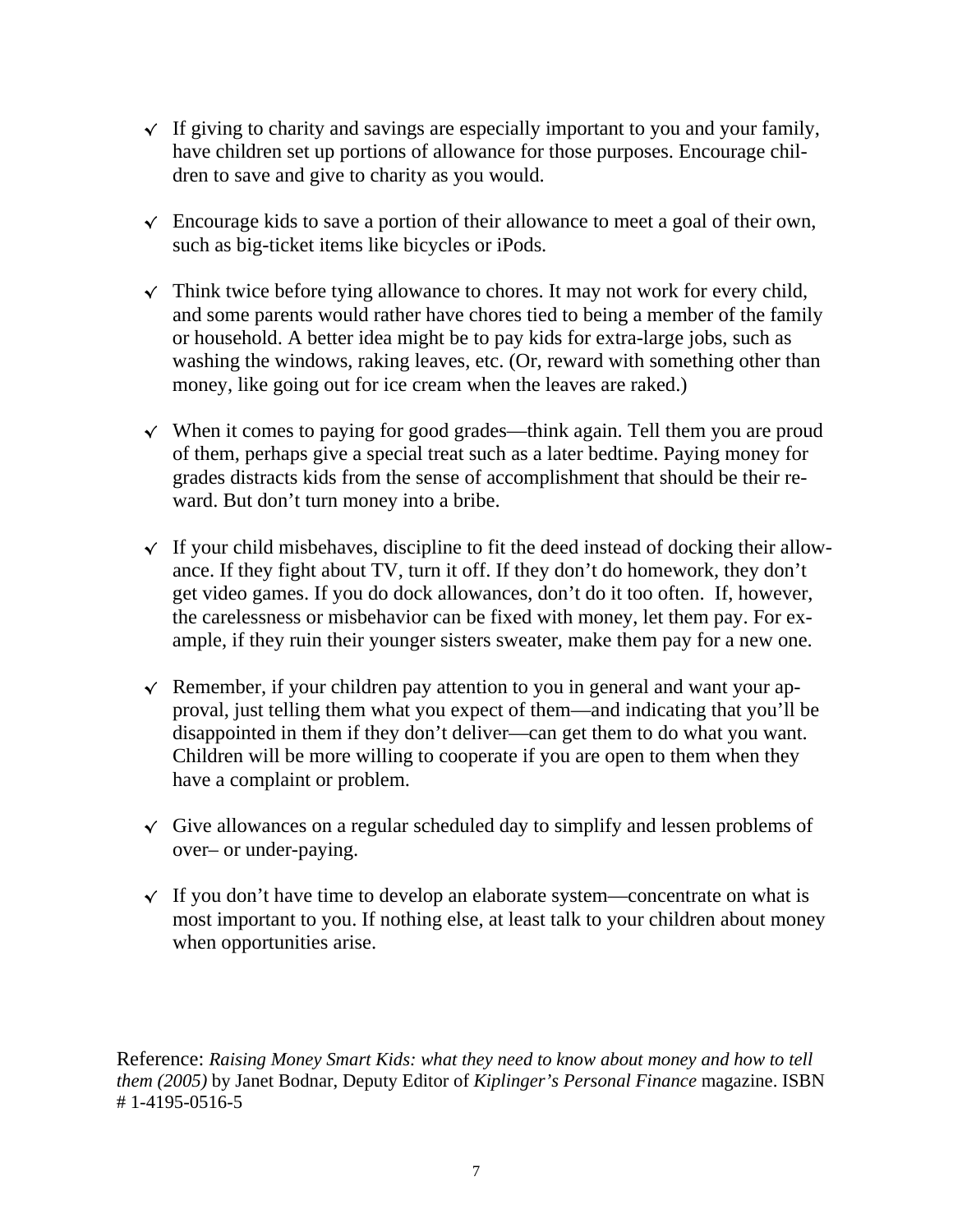- ✓ If giving to charity and savings are especially important to you and your family, have children set up portions of allowance for those purposes. Encourage children to save and give to charity as you would.

- ✓ Encourage kids to save a portion of their allowance to meet a goal of their own, such as big-ticket items like bicycles or iPods.

- ✓ Think twice before tying allowance to chores. It may not work for every child, and some parents would rather have chores tied to being a member of the family or household. A better idea might be to pay kids for extra-large jobs, such as washing the windows, raking leaves, etc. (Or, reward with something other than money, like going out for ice cream when the leaves are raked.)

- ✓ When it comes to paying for good grades—think again. Tell them you are proud of them, perhaps give a special treat such as a later bedtime. Paying money for grades distracts kids from the sense of accomplishment that should be their reward. But don't turn money into a bribe.

- ✓ If your child misbehaves, discipline to fit the deed instead of docking their allowance. If they fight about TV, turn it off. If they don't do homework, they don't get video games. If you do dock allowances, don't do it too often. If, however, the carelessness or misbehavior can be fixed with money, let them pay. For example, if they ruin their younger sisters sweater, make them pay for a new one.

- ✓ Remember, if your children pay attention to you in general and want your approval, just telling them what you expect of them—and indicating that you'll be disappointed in them if they don't deliver—can get them to do what you want. Children will be more willing to cooperate if you are open to them when they have a complaint or problem.

- ✓ Give allowances on a regular scheduled day to simplify and lessen problems of over– or under-paying.

- ✓ If you don't have time to develop an elaborate system—concentrate on what is most important to you. If nothing else, at least talk to your children about money when opportunities arise.

Reference: *Raising Money Smart Kids: what they need to know about money and how to tell them (2005)* by Janet Bodnar, Deputy Editor of *Kiplinger's Personal Finance* magazine. ISBN # 1-4195-0516-5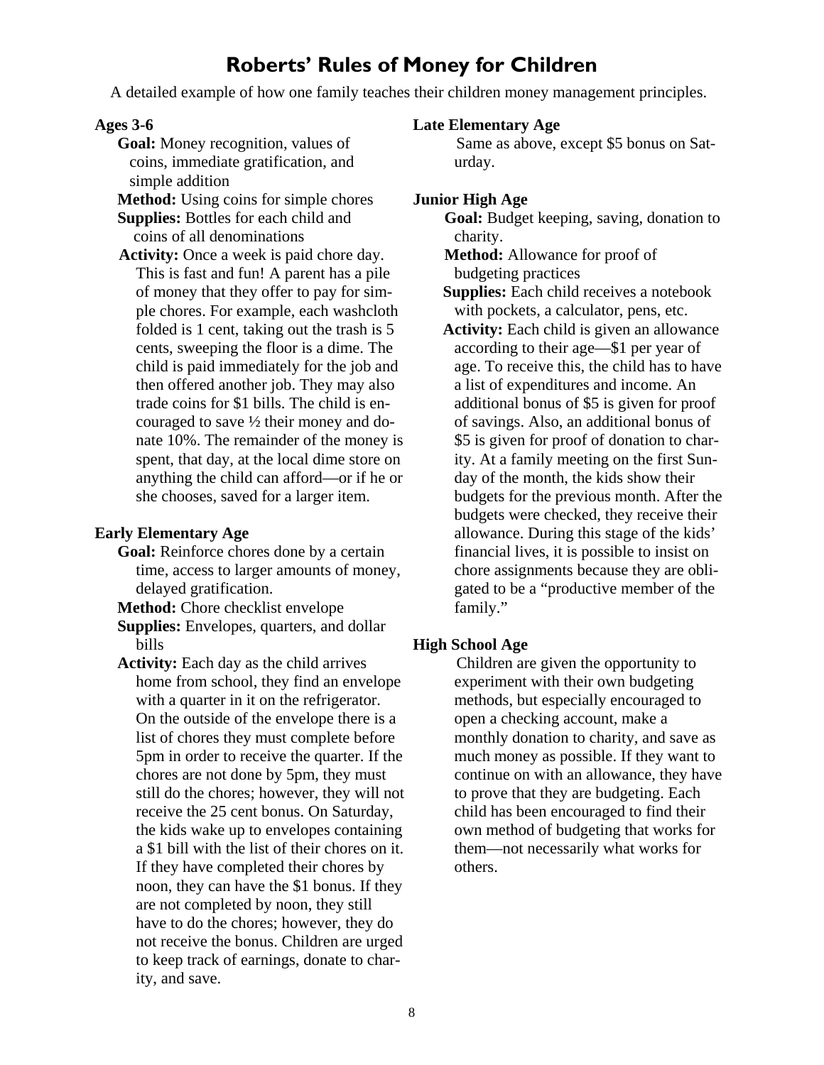# Roberts' Rules of Money for Children

A detailed example of how one family teaches their children money management principles.

### Ages 3-6

**Goal:** Money recognition, values of coins, immediate gratification, and simple addition

**Method:** Using coins for simple chores

**Supplies:** Bottles for each child and coins of all denominations

**Activity:** Once a week is paid chore day. This is fast and fun! A parent has a pile of money that they offer to pay for simple chores. For example, each washcloth folded is 1 cent, taking out the trash is 5 cents, sweeping the floor is a dime. The child is paid immediately for the job and then offered another job. They may also trade coins for $1 bills. The child is encouraged to save ½ their money and donate 10%. The remainder of the money is spent, that day, at the local dime store on anything the child can afford—or if he or she chooses, saved for a larger item.

### Early Elementary Age

**Goal:** Reinforce chores done by a certain time, access to larger amounts of money, delayed gratification.

**Method:** Chore checklist envelope

**Supplies:** Envelopes, quarters, and dollar bills

**Activity:** Each day as the child arrives home from school, they find an envelope with a quarter in it on the refrigerator. On the outside of the envelope there is a list of chores they must complete before 5pm in order to receive the quarter. If the chores are not done by 5pm, they must still do the chores; however, they will not receive the 25 cent bonus. On Saturday, the kids wake up to envelopes containing a $1 bill with the list of their chores on it. If they have completed their chores by noon, they can have the $1 bonus. If they are not completed by noon, they still have to do the chores; however, they do not receive the bonus. Children are urged to keep track of earnings, donate to charity, and save.

### Late Elementary Age

Same as above, except $5 bonus on Saturday.

### Junior High Age

**Goal:** Budget keeping, saving, donation to charity.

**Method:** Allowance for proof of budgeting practices

**Supplies:** Each child receives a notebook with pockets, a calculator, pens, etc.

**Activity:** Each child is given an allowance according to their age—$1 per year of age. To receive this, the child has to have a list of expenditures and income. An additional bonus of $5 is given for proof of savings. Also, an additional bonus of $5 is given for proof of donation to charity. At a family meeting on the first Sunday of the month, the kids show their budgets for the previous month. After the budgets were checked, they receive their allowance. During this stage of the kids' financial lives, it is possible to insist on chore assignments because they are obligated to be a "productive member of the family."

### High School Age

Children are given the opportunity to experiment with their own budgeting methods, but especially encouraged to open a checking account, make a monthly donation to charity, and save as much money as possible. If they want to continue on with an allowance, they have to prove that they are budgeting. Each child has been encouraged to find their own method of budgeting that works for them—not necessarily what works for others.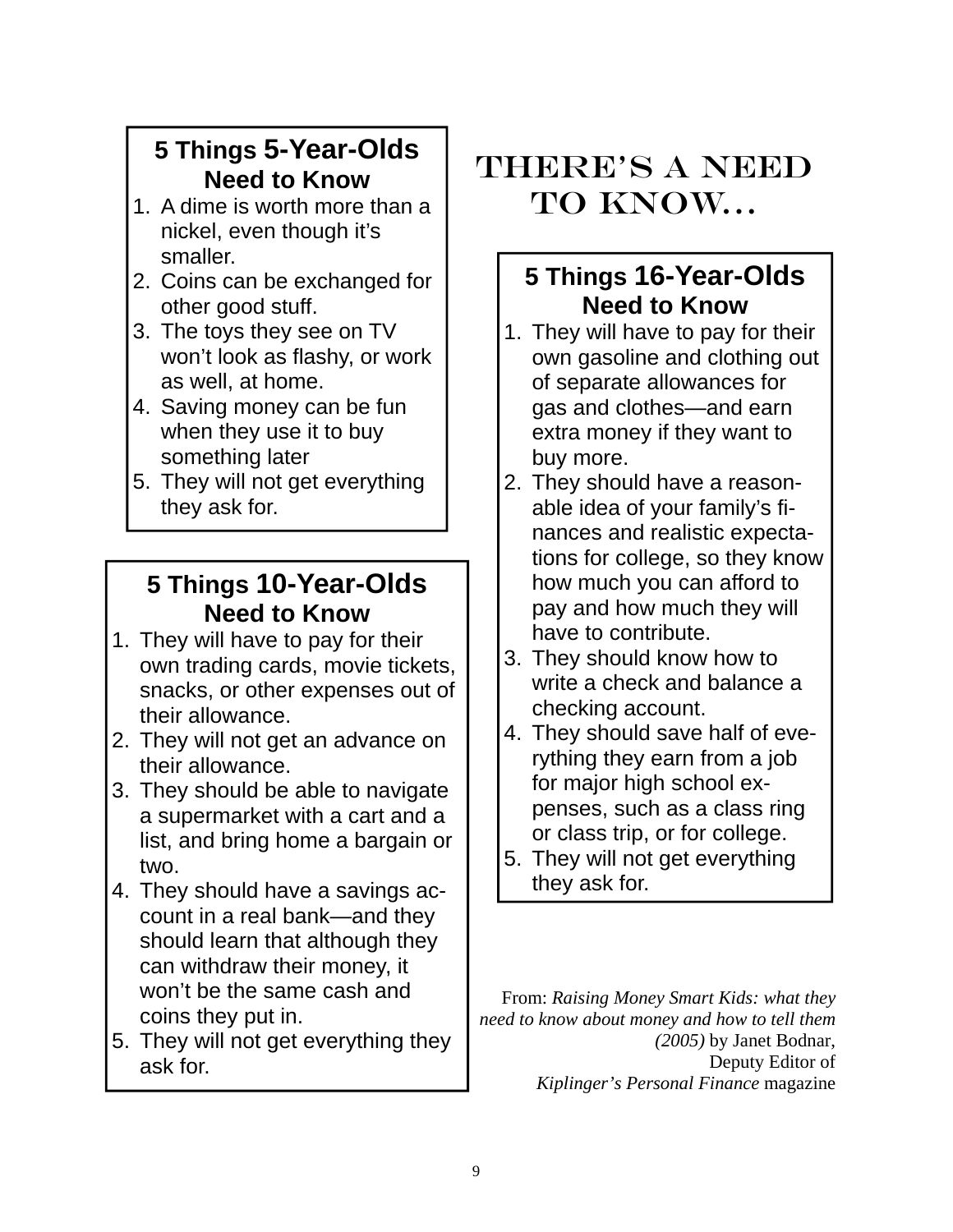# There's a Need to Know...

### 5 Things 5-Year-Olds Need to Know

1. A dime is worth more than a nickel, even though it's smaller.
2. Coins can be exchanged for other good stuff.
3. The toys they see on TV won't look as flashy, or work as well, at home.
4. Saving money can be fun when they use it to buy something later
5. They will not get everything they ask for.

### 5 Things 10-Year-Olds Need to Know

1. They will have to pay for their own trading cards, movie tickets, snacks, or other expenses out of their allowance.
2. They will not get an advance on their allowance.
3. They should be able to navigate a supermarket with a cart and a list, and bring home a bargain or two.
4. They should have a savings account in a real bank—and they should learn that although they can withdraw their money, it won't be the same cash and coins they put in.
5. They will not get everything they ask for.

### 5 Things 16-Year-Olds Need to Know

1. They will have to pay for their own gasoline and clothing out of separate allowances for gas and clothes—and earn extra money if they want to buy more.
2. They should have a reasonable idea of your family's finances and realistic expectations for college, so they know how much you can afford to pay and how much they will have to contribute.
3. They should know how to write a check and balance a checking account.
4. They should save half of everything they earn from a job for major high school expenses, such as a class ring or class trip, or for college.
5. They will not get everything they ask for.

From: *Raising Money Smart Kids: what they need to know about money and how to tell them (2005)* by Janet Bodnar,
Deputy Editor of
*Kiplinger's Personal Finance* magazine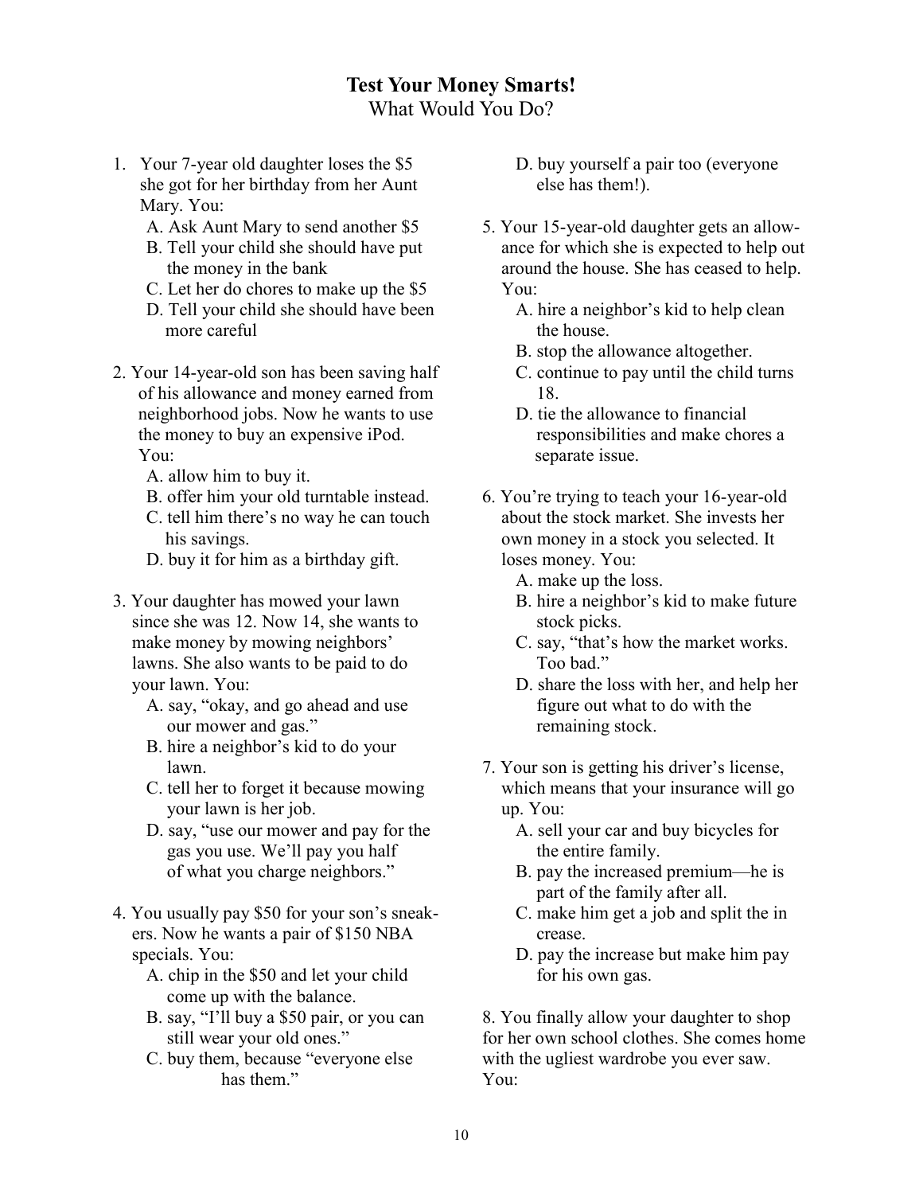# Test Your Money Smarts!

What Would You Do?

1. Your 7-year old daughter loses the $5 she got for her birthday from her Aunt Mary. You:
   - A. Ask Aunt Mary to send another $5
   - B. Tell your child she should have put the money in the bank
   - C. Let her do chores to make up the $5
   - D. Tell your child she should have been more careful

2. Your 14-year-old son has been saving half of his allowance and money earned from neighborhood jobs. Now he wants to use the money to buy an expensive iPod. You:
   - A. allow him to buy it.
   - B. offer him your old turntable instead.
   - C. tell him there's no way he can touch his savings.
   - D. buy it for him as a birthday gift.

3. Your daughter has mowed your lawn since she was 12. Now 14, she wants to make money by mowing neighbors' lawns. She also wants to be paid to do your lawn. You:
   - A. say, "okay, and go ahead and use our mower and gas."
   - B. hire a neighbor's kid to do your lawn.
   - C. tell her to forget it because mowing your lawn is her job.
   - D. say, "use our mower and pay for the gas you use. We'll pay you half of what you charge neighbors."

4. You usually pay $50 for your son's sneakers. Now he wants a pair of $150 NBA specials. You:
   - A. chip in the $50 and let your child come up with the balance.
   - B. say, "I'll buy a $50 pair, or you can still wear your old ones."
   - C. buy them, because "everyone else has them."
   - D. buy yourself a pair too (everyone else has them!).

5. Your 15-year-old daughter gets an allowance for which she is expected to help out around the house. She has ceased to help. You:
   - A. hire a neighbor's kid to help clean the house.
   - B. stop the allowance altogether.
   - C. continue to pay until the child turns 18.
   - D. tie the allowance to financial responsibilities and make chores a separate issue.

6. You're trying to teach your 16-year-old about the stock market. She invests her own money in a stock you selected. It loses money. You:
   - A. make up the loss.
   - B. hire a neighbor's kid to make future stock picks.
   - C. say, "that's how the market works. Too bad."
   - D. share the loss with her, and help her figure out what to do with the remaining stock.

7. Your son is getting his driver's license, which means that your insurance will go up. You:
   - A. sell your car and buy bicycles for the entire family.
   - B. pay the increased premium—he is part of the family after all.
   - C. make him get a job and split the increase.
   - D. pay the increase but make him pay for his own gas.

8. You finally allow your daughter to shop for her own school clothes. She comes home with the ugliest wardrobe you ever saw. You: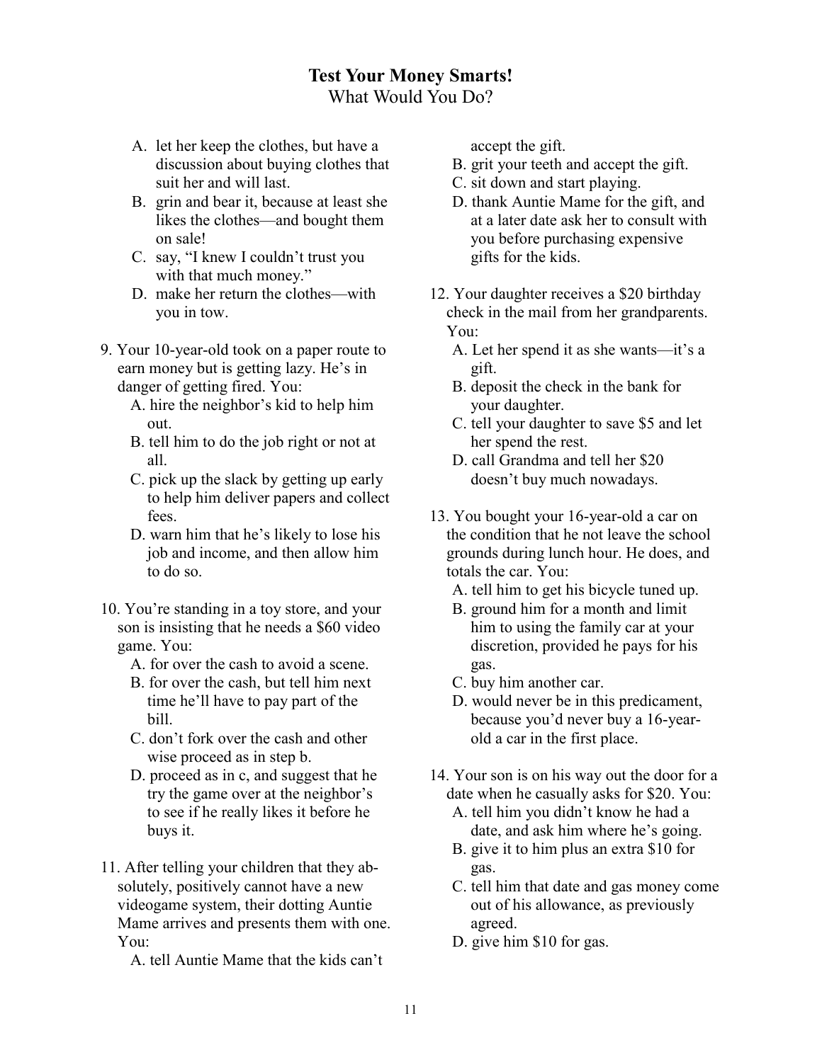## Test Your Money Smarts!

What Would You Do?

A. let her keep the clothes, but have a discussion about buying clothes that suit her and will last.
B. grin and bear it, because at least she likes the clothes—and bought them on sale!
C. say, "I knew I couldn't trust you with that much money."
D. make her return the clothes—with you in tow.

9. Your 10-year-old took on a paper route to earn money but is getting lazy. He's in danger of getting fired. You:
   A. hire the neighbor's kid to help him out.
   B. tell him to do the job right or not at all.
   C. pick up the slack by getting up early to help him deliver papers and collect fees.
   D. warn him that he's likely to lose his job and income, and then allow him to do so.

10. You're standing in a toy store, and your son is insisting that he needs a $60 video game. You:
    A. for over the cash to avoid a scene.
    B. for over the cash, but tell him next time he'll have to pay part of the bill.
    C. don't fork over the cash and other wise proceed as in step b.
    D. proceed as in c, and suggest that he try the game over at the neighbor's to see if he really likes it before he buys it.

11. After telling your children that they absolutely, positively cannot have a new videogame system, their dotting Auntie Mame arrives and presents them with one. You:
    A. tell Auntie Mame that the kids can't accept the gift.
    B. grit your teeth and accept the gift.
    C. sit down and start playing.
    D. thank Auntie Mame for the gift, and at a later date ask her to consult with you before purchasing expensive gifts for the kids.

12. Your daughter receives a $20 birthday check in the mail from her grandparents. You:
    A. Let her spend it as she wants—it's a gift.
    B. deposit the check in the bank for your daughter.
    C. tell your daughter to save $5 and let her spend the rest.
    D. call Grandma and tell her $20 doesn't buy much nowadays.

13. You bought your 16-year-old a car on the condition that he not leave the school grounds during lunch hour. He does, and totals the car. You:
    A. tell him to get his bicycle tuned up.
    B. ground him for a month and limit him to using the family car at your discretion, provided he pays for his gas.
    C. buy him another car.
    D. would never be in this predicament, because you'd never buy a 16-year-old a car in the first place.

14. Your son is on his way out the door for a date when he casually asks for $20. You:
    A. tell him you didn't know he had a date, and ask him where he's going.
    B. give it to him plus an extra $10 for gas.
    C. tell him that date and gas money come out of his allowance, as previously agreed.
    D. give him $10 for gas.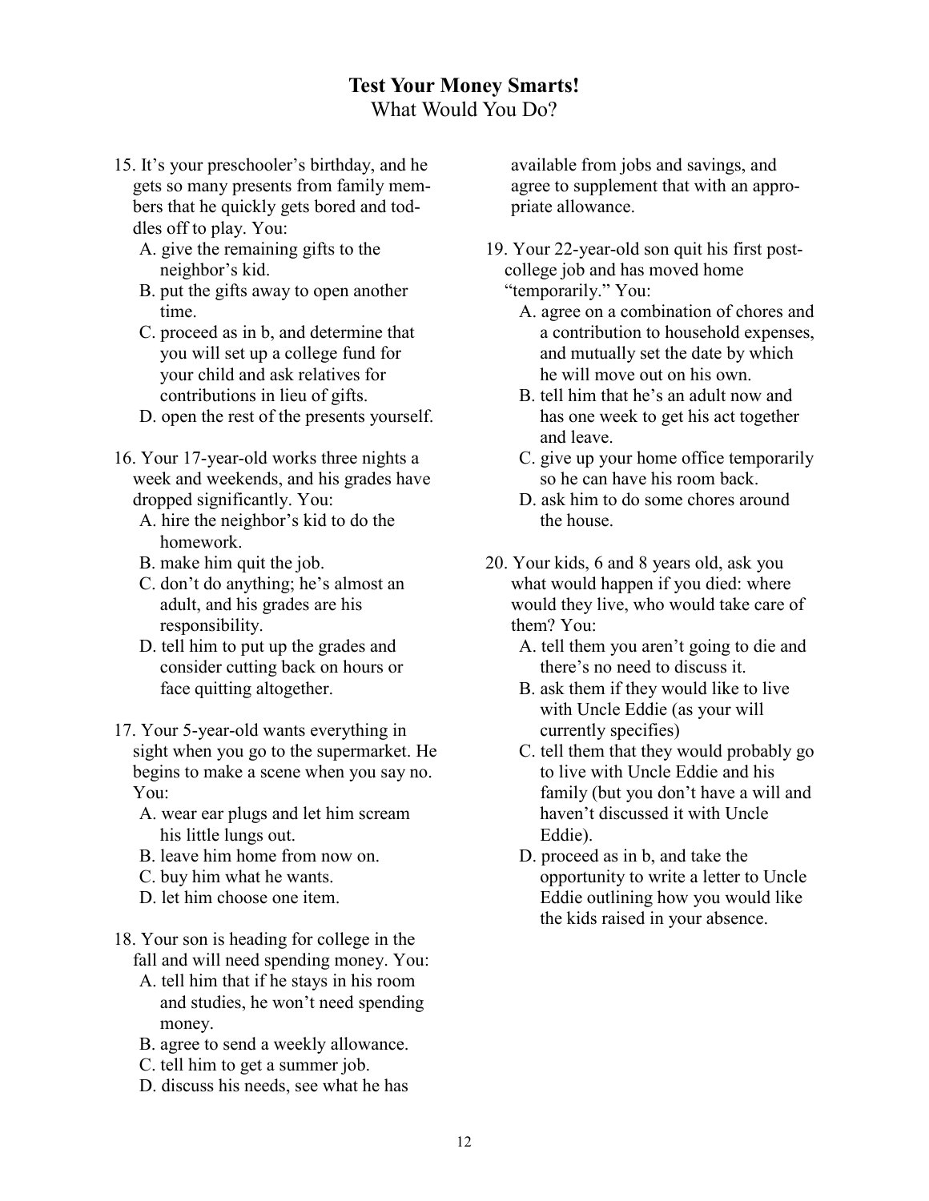# Test Your Money Smarts!

## What Would You Do?

15. It's your preschooler's birthday, and he gets so many presents from family members that he quickly gets bored and toddles off to play. You:
   A. give the remaining gifts to the neighbor's kid.
   B. put the gifts away to open another time.
   C. proceed as in b, and determine that you will set up a college fund for your child and ask relatives for contributions in lieu of gifts.
   D. open the rest of the presents yourself.

16. Your 17-year-old works three nights a week and weekends, and his grades have dropped significantly. You:
   A. hire the neighbor's kid to do the homework.
   B. make him quit the job.
   C. don't do anything; he's almost an adult, and his grades are his responsibility.
   D. tell him to put up the grades and consider cutting back on hours or face quitting altogether.

17. Your 5-year-old wants everything in sight when you go to the supermarket. He begins to make a scene when you say no. You:
   A. wear ear plugs and let him scream his little lungs out.
   B. leave him home from now on.
   C. buy him what he wants.
   D. let him choose one item.

18. Your son is heading for college in the fall and will need spending money. You:
   A. tell him that if he stays in his room and studies, he won't need spending money.
   B. agree to send a weekly allowance.
   C. tell him to get a summer job.
   D. discuss his needs, see what he has available from jobs and savings, and agree to supplement that with an appropriate allowance.

19. Your 22-year-old son quit his first post-college job and has moved home "temporarily." You:
   A. agree on a combination of chores and a contribution to household expenses, and mutually set the date by which he will move out on his own.
   B. tell him that he's an adult now and has one week to get his act together and leave.
   C. give up your home office temporarily so he can have his room back.
   D. ask him to do some chores around the house.

20. Your kids, 6 and 8 years old, ask you what would happen if you died: where would they live, who would take care of them? You:
   A. tell them you aren't going to die and there's no need to discuss it.
   B. ask them if they would like to live with Uncle Eddie (as your will currently specifies)
   C. tell them that they would probably go to live with Uncle Eddie and his family (but you don't have a will and haven't discussed it with Uncle Eddie).
   D. proceed as in b, and take the opportunity to write a letter to Uncle Eddie outlining how you would like the kids raised in your absence.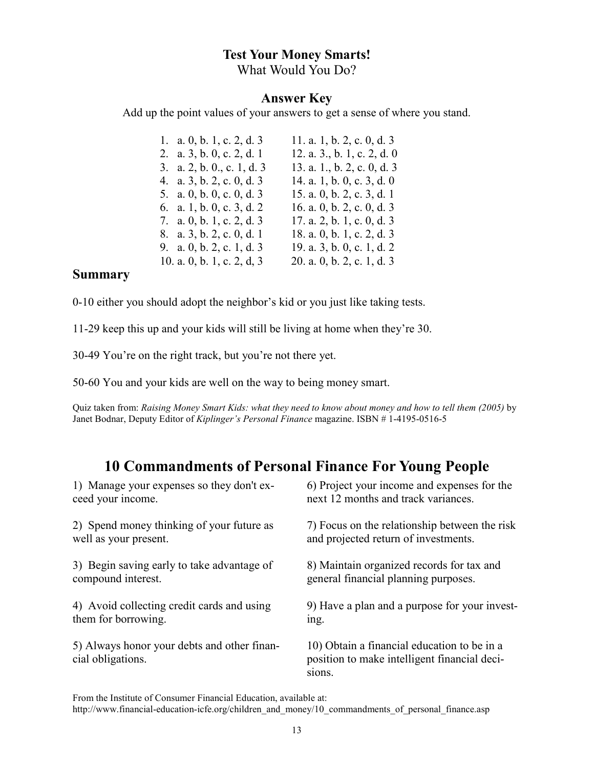# Test Your Money Smarts!

What Would You Do?

## Answer Key

Add up the point values of your answers to get a sense of where you stand.

1. a. 0, b. 1, c. 2, d. 3
2. a. 3, b. 0, c. 2, d. 1
3. a. 2, b. 0., c. 1, d. 3
4. a. 3, b. 2, c. 0, d. 3
5. a. 0, b. 0, c. 0, d. 3
6. a. 1, b. 0, c. 3, d. 2
7. a. 0, b. 1, c. 2, d. 3
8. a. 3, b. 2, c. 0, d. 1
9. a. 0, b. 2, c. 1, d. 3
10. a. 0, b. 1, c. 2, d, 3
11. a. 1, b. 2, c. 0, d. 3
12. a. 3., b. 1, c. 2, d. 0
13. a. 1., b. 2, c. 0, d. 3
14. a. 1, b. 0, c. 3, d. 0
15. a. 0, b. 2, c. 3, d. 1
16. a. 0, b. 2, c. 0, d. 3
17. a. 2, b. 1, c. 0, d. 3
18. a. 0, b. 1, c. 2, d. 3
19. a. 3, b. 0, c. 1, d. 2
20. a. 0, b. 2, c. 1, d. 3

## Summary

0-10 either you should adopt the neighbor's kid or you just like taking tests.

11-29 keep this up and your kids will still be living at home when they're 30.

30-49 You're on the right track, but you're not there yet.

50-60 You and your kids are well on the way to being money smart.

Quiz taken from: *Raising Money Smart Kids: what they need to know about money and how to tell them (2005)* by Janet Bodnar, Deputy Editor of *Kiplinger's Personal Finance* magazine. ISBN # 1-4195-0516-5

# 10 Commandments of Personal Finance For Young People

1) Manage your expenses so they don't exceed your income.

2) Spend money thinking of your future as well as your present.

3) Begin saving early to take advantage of compound interest.

4) Avoid collecting credit cards and using them for borrowing.

5) Always honor your debts and other financial obligations.

6) Project your income and expenses for the next 12 months and track variances.

7) Focus on the relationship between the risk and projected return of investments.

8) Maintain organized records for tax and general financial planning purposes.

9) Have a plan and a purpose for your investing.

10) Obtain a financial education to be in a position to make intelligent financial decisions.

From the Institute of Consumer Financial Education, available at: http://www.financial-education-icfe.org/children_and_money/10_commandments_of_personal_finance.asp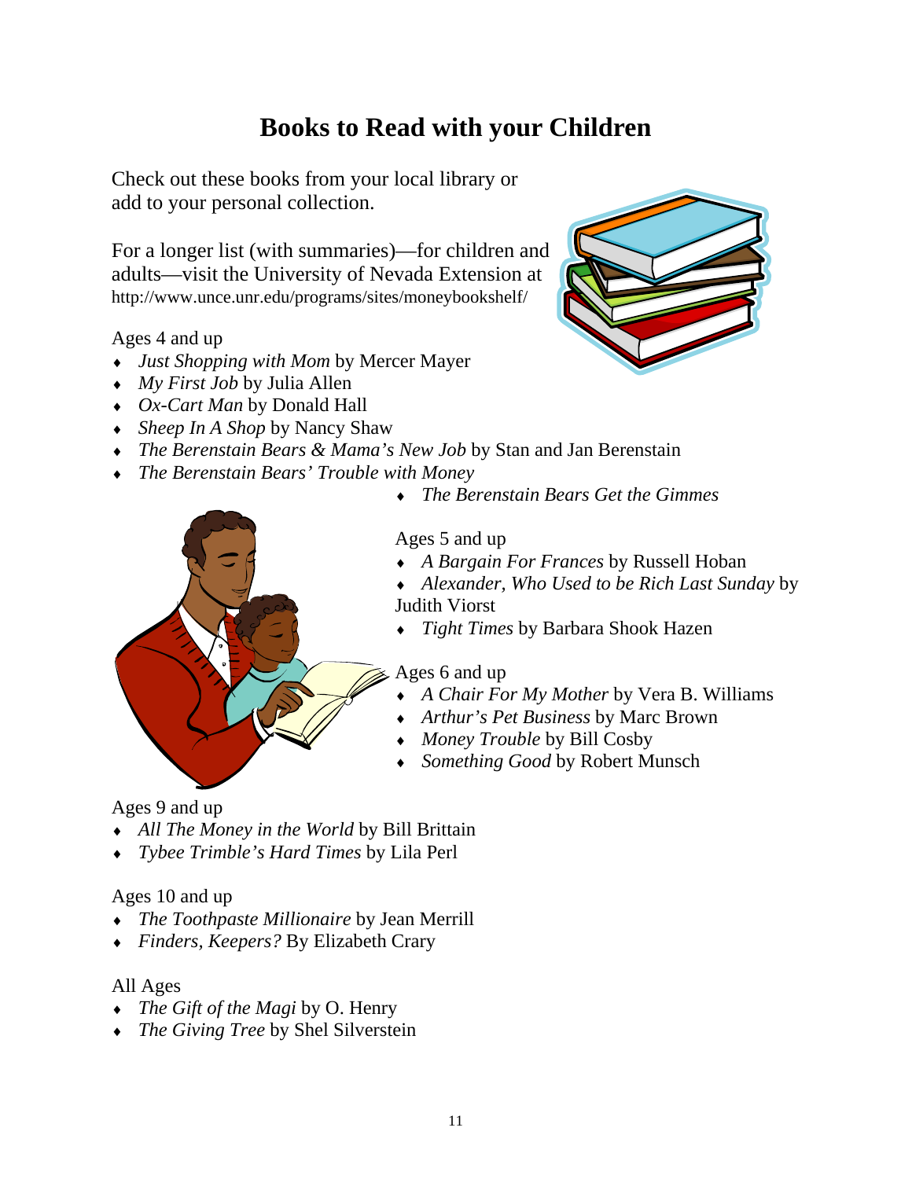# Books to Read with your Children

Check out these books from your local library or add to your personal collection.

For a longer list (with summaries)—for children and adults—visit the University of Nevada Extension at http://www.unce.unr.edu/programs/sites/moneybookshelf/

Ages 4 and up

- *Just Shopping with Mom* by Mercer Mayer
- *My First Job* by Julia Allen
- *Ox-Cart Man* by Donald Hall
- *Sheep In A Shop* by Nancy Shaw
- *The Berenstain Bears & Mama's New Job* by Stan and Jan Berenstain
- *The Berenstain Bears' Trouble with Money*
- *The Berenstain Bears Get the Gimmes*

Ages 5 and up

- *A Bargain For Frances* by Russell Hoban
- *Alexander, Who Used to be Rich Last Sunday* by Judith Viorst
- *Tight Times* by Barbara Shook Hazen

Ages 6 and up

- *A Chair For My Mother* by Vera B. Williams
- *Arthur's Pet Business* by Marc Brown
- *Money Trouble* by Bill Cosby
- *Something Good* by Robert Munsch

Ages 9 and up

- *All The Money in the World* by Bill Brittain
- *Tybee Trimble's Hard Times* by Lila Perl

Ages 10 and up

- *The Toothpaste Millionaire* by Jean Merrill
- *Finders, Keepers?* By Elizabeth Crary

All Ages

- *The Gift of the Magi* by O. Henry
- *The Giving Tree* by Shel Silverstein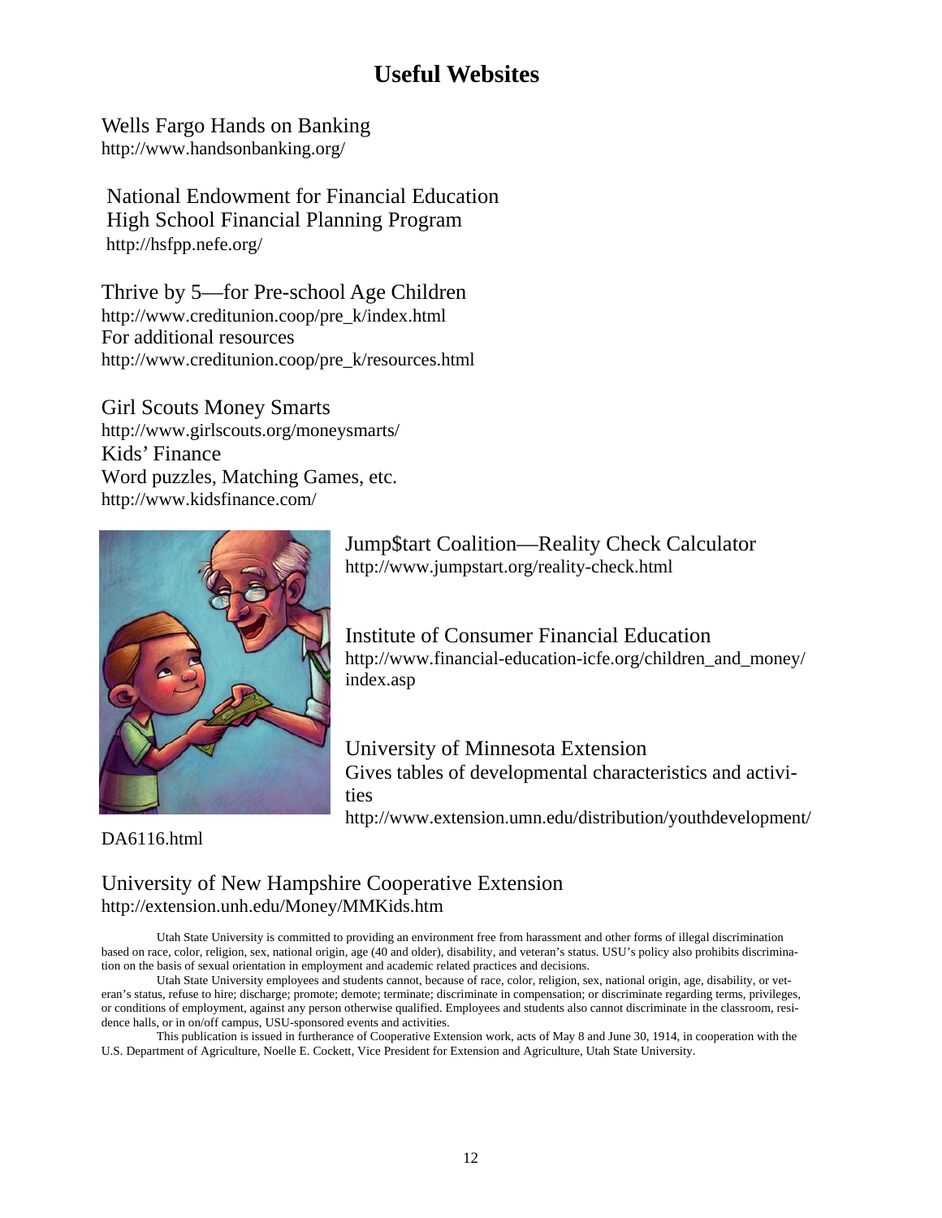# Useful Websites

Wells Fargo Hands on Banking
http://www.handsonbanking.org/

National Endowment for Financial Education
High School Financial Planning Program
http://hsfpp.nefe.org/

Thrive by 5—for Pre-school Age Children
http://www.creditunion.coop/pre_k/index.html
For additional resources
http://www.creditunion.coop/pre_k/resources.html

Girl Scouts Money Smarts
http://www.girlscouts.org/moneysmarts/
Kids' Finance
Word puzzles, Matching Games, etc.
http://www.kidsfinance.com/

Jump$tart Coalition—Reality Check Calculator
http://www.jumpstart.org/reality-check.html

Institute of Consumer Financial Education
http://www.financial-education-icfe.org/children_and_money/index.asp

University of Minnesota Extension
Gives tables of developmental characteristics and activities
http://www.extension.umn.edu/distribution/youthdevelopment/DA6116.html

University of New Hampshire Cooperative Extension
http://extension.unh.edu/Money/MMKids.htm

Utah State University is committed to providing an environment free from harassment and other forms of illegal discrimination based on race, color, religion, sex, national origin, age (40 and older), disability, and veteran's status. USU's policy also prohibits discrimination on the basis of sexual orientation in employment and academic related practices and decisions.

Utah State University employees and students cannot, because of race, color, religion, sex, national origin, age, disability, or veteran's status, refuse to hire; discharge; promote; demote; terminate; discriminate in compensation; or discriminate regarding terms, privileges, or conditions of employment, against any person otherwise qualified. Employees and students also cannot discriminate in the classroom, residence halls, or in on/off campus, USU-sponsored events and activities.

This publication is issued in furtherance of Cooperative Extension work, acts of May 8 and June 30, 1914, in cooperation with the U.S. Department of Agriculture, Noelle E. Cockett, Vice President for Extension and Agriculture, Utah State University.